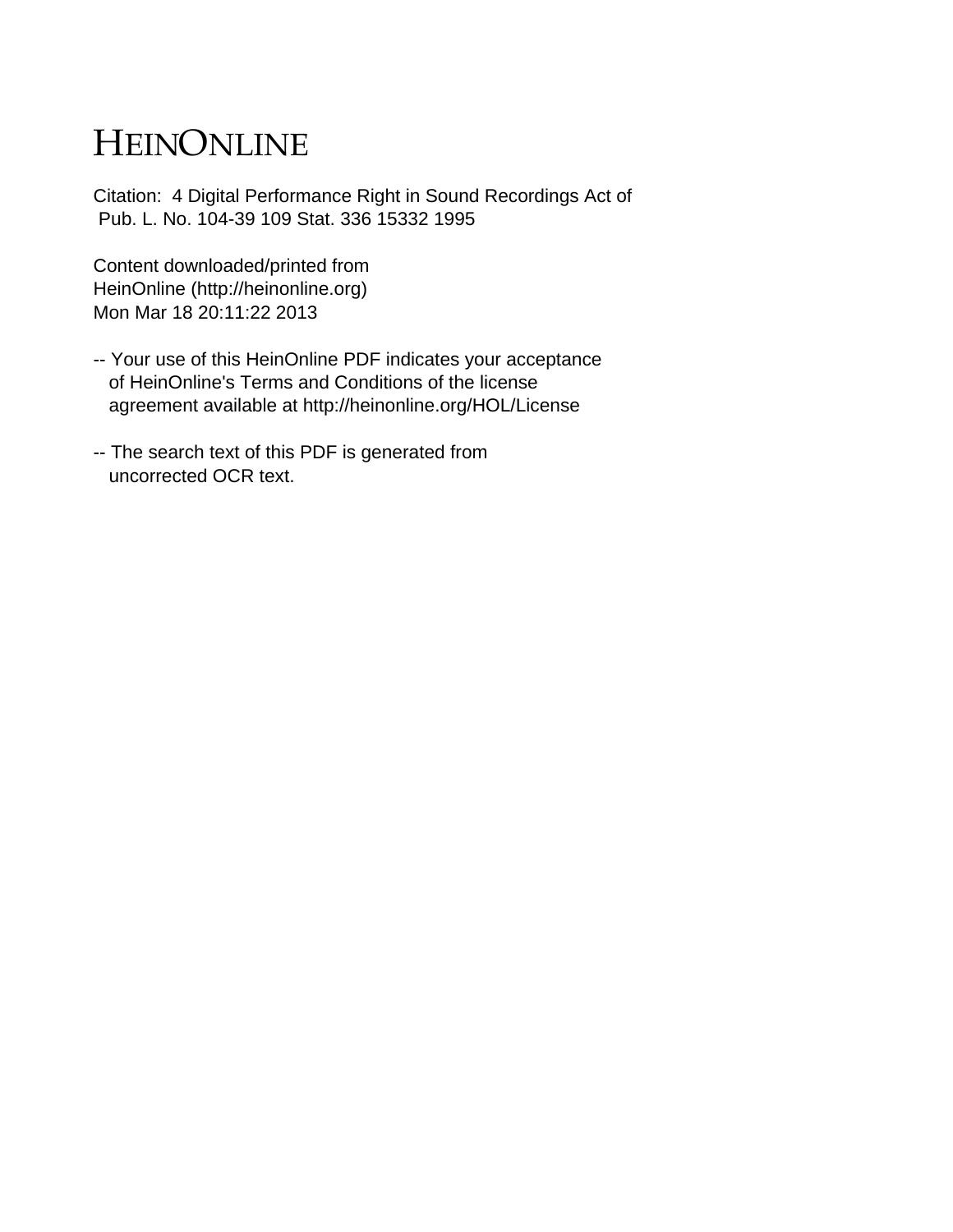# HEINONLINE

Citation: 4 Digital Performance Right in Sound Recordings Act of
Pub. L. No. 104-39 109 Stat. 336 15332 1995

Content downloaded/printed from
HeinOnline (http://heinonline.org)
Mon Mar 18 20:11:22 2013

-- Your use of this HeinOnline PDF indicates your acceptance
of HeinOnline's Terms and Conditions of the license
agreement available at http://heinonline.org/HOL/License

-- The search text of this PDF is generated from
uncorrected OCR text.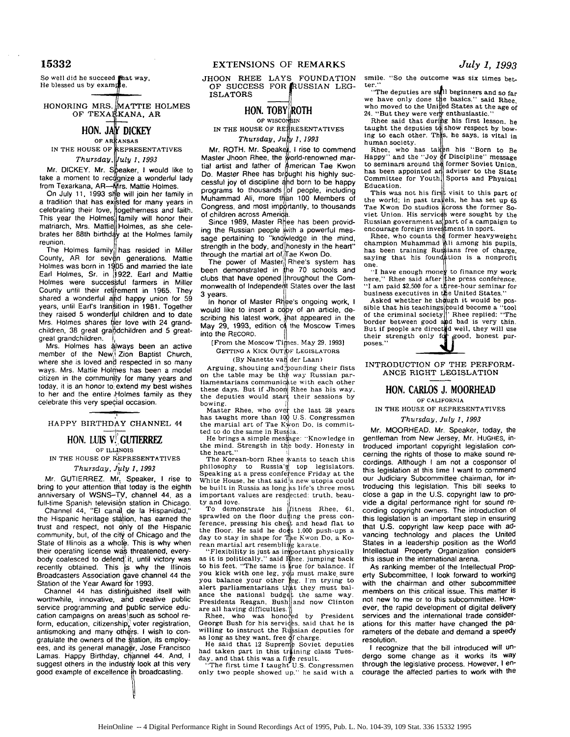So well did he succeed that way,
He blessed us by example.

## HONORING MRS. MATTIE HOLMES OF TEXARKANA, AR

### HON. JAY DICKEY

OF ARKANSAS

IN THE HOUSE OF REPRESENTATIVES

*Thursday, July 1, 1993*

Mr. DICKEY. Mr. Speaker, I would like to take a moment to recognize a wonderful lady from Texarkana, AR—Mrs. Mattie Holmes.

On July 11, 1993 she will join her family in a tradition that has existed for many years in celebrating their love, togetherness and faith. This year the Holmes family will honor their matriarch, Mrs. Mattie Holmes, as she celebrates her 88th birthday at the Holmes family reunion.

The Holmes family has resided in Miller County, AR for seven generations. Mattie Holmes was born in 1905 and married the late Earl Holmes, Sr. in 1922. Earl and Mattie Holmes were successful farmers in Miller County until their retirement in 1965. They shared a wonderful and happy union for 59 years, until Earl's transition in 1981. Together they raised 5 wonderful children and to date Mrs. Holmes shares her love with 24 grandchildren, 38 great grandchildren and 5 great-great grandchildren.

Mrs. Holmes has always been an active member of the New Zion Baptist Church, where she is loved and respected in so many ways. Mrs. Mattie Holmes has been a model citizen in the community for many years and today, it is an honor to extend my best wishes to her and the entire Holmes family as they celebrate this very special occasion.

## HAPPY BIRTHDAY CHANNEL 44

### HON. LUIS V. GUTIERREZ

OF ILLINOIS

IN THE HOUSE OF REPRESENTATIVES

*Thursday, July 1, 1993*

Mr. GUTIERREZ. Mr. Speaker, I rise to bring to your attention that today is the eighth anniversary of WSNS–TV, channel 44, as a full-time Spanish television station in Chicago.

Channel 44, "El canal de la Hispanidad," the Hispanic heritage station, has earned the trust and respect, not only of the Hispanic community, but, of the city of Chicago and the State of Illinois as a whole. This is why when their operating license was threatened, everybody coalesced to defend it, until victory was recently obtained. This is why the Illinois Broadcasters Association gave channel 44 the Station of the Year Award for 1993.

Channel 44 has distinguished itself with worthwhile, innovative, and creative public service programming and public service education campaigns on areas such as school reform, education, citizenship, voter registration, antismoking and many others. I wish to congratulate the owners of the station, its employees, and its general manager, Jose Francisco Lamas. Happy Birthday, channel 44. And, I suggest others in the industry look at this very good example of excellence in broadcasting.

## JHOON RHEE LAYS FOUNDATION OF SUCCESS FOR RUSSIAN LEGISLATORS

### HON. TOBY ROTH

OF WISCONSIN

IN THE HOUSE OF REPRESENTATIVES

*Thursday, July 1, 1993*

Mr. ROTH. Mr. Speaker, I rise to commend Master Jhoon Rhee, the world-renowned martial artist and father of American Tae Kwon Do. Master Rhee has brought his highly successful joy of discipline and born to be happy programs to thousands of people, including Muhammad Ali, more than 100 Members of Congress, and most importantly, to thousands of children across America.

Since 1989, Master Rhee has been providing the Russian people with a powerful message pertaining to "knowledge in the mind, strength in the body, and honesty in the heart" through the martial art of Tae Kwon Do.

The power of Master Rhee's system has been demonstrated in the 70 schools and clubs that have opened throughout the Commonwealth of Independent States over the last 3 years.

In honor of Master Rhee's ongoing work, I would like to insert a copy of an article, describing his latest work, that appeared in the May 29, 1993, edition of the Moscow Times into the RECORD.

[From the Moscow Times, May 29, 1993]

GETTING A KICK OUT OF LEGISLATORS

(By Nanette van der Laan)

Arguing, shouting and pounding their fists on the table may be the way Russian parliamentarians communicate with each other these days. But if Jhoon Rhee has his way, the deputies would start their sessions by bowing.

Master Rhee, who over the last 28 years has taught more than 100 U.S. Congressmen the martial art of Tae Kwon Do, is committed to do the same in Russia.

He brings a simple message: "Knowledge in the mind. Strength in the body. Honesty in the heart."

The Korean-born Rhee wants to teach this philosophy to Russia's top legislators. Speaking at a press conference Friday at the White House, he that said a new utopia could be built in Russia as long as life's three most important values are respected: truth, beauty and love.

To demonstrate his fitness Rhee, 61, sprawled on the floor during the press conference, pressing his chest and head flat to the floor. He said he does 1,000 push-ups a day to stay in shape for Tae Kwon Do, a Korean martial art resembling karate.

"Flexibility is just as important physically as it is politically," said Rhee, jumping back to his feet. "The same is true for balance. If you kick with one leg, you must make sure you balance your other leg. I'm trying to alert parliamentarians that they must balance the national budget the same way. Presidents Reagan, Bush and now Clinton are all having difficulties."

Rhee, who was honored by President George Bush for his services, said that he is willing to instruct the Russian deputies for as long as they want, free of charge.

He said that 12 Supreme Soviet deputies had taken part in this training class Tuesday, and that this was a fine result.

"The first time I taught U.S. Congressmen only two people showed up," he said with a smile. "So the outcome was six times better."

"The deputies are still beginners and so far we have only done the basics," said Rhee, who moved to the United States at the age of 24. "But they were very enthusiastic."

Rhee said that during his first lesson, he taught the deputies to show respect by bowing to each other. This, he says, is vital in human society.

Rhee, who has taken his "Born to Be Happy" and the "Joy of Discipline" message to seminars around the former Soviet Union, has been appointed an adviser to the State Committee for Youth, Sports and Physical Education.

This was not his first visit to this part of the world; in past travels, he has set up 65 Tae Kwon Do studios across the former Soviet Union. His services were sought by the Russian government as part of a campaign to encourage foreign investment in sport.

Rhee, who counts the former heavyweight champion Muhammad Ali among his pupils, has been training Russians free of charge, saying that his foundation is a nonprofit one.

"I have enough money to finance my work here," Rhee said after the press conference. "I am paid $2,500 for a three-hour seminar for business executives in the United States."

Asked whether he though it would be possible that his teachings could become a "tool of the criminal society," Rhee replied: "The border between good and bad is very thin. But if people are directed well, they will use their strength only for good, honest purposes."

## INTRODUCTION OF THE PERFORMANCE RIGHT LEGISLATION

### HON. CARLOS J. MOORHEAD

OF CALIFORNIA

IN THE HOUSE OF REPRESENTATIVES

*Thursday, July 1, 1993*

Mr. MOORHEAD. Mr. Speaker, today, the gentleman from New Jersey, Mr. HUGHES, introduced important copyright legislation concerning the rights of those to make sound recordings. Although I am not a cosponsor of this legislation at this time I want to commend our Judiciary Subcommittee chairman, for introducing this legislation. This bill seeks to close a gap in the U.S. copyright law to provide a digital performance right for sound recording copyright owners. The introduction of this legislation is an important step in ensuring that U.S. copyright law keep pace with advancing technology and places the United States in a leadership position as the World Intellectual Property Organization considers this issue in the international arena.

As ranking member of the Intellectual Property Subcommittee, I look forward to working with the chairman and other subcommittee members on this critical issue. This matter is not new to me or to this subcommittee. However, the rapid development of digital delivery services and the international trade considerations for this matter have changed the parameters of the debate and demand a speedy resolution.

I recognize that the bill introduced will undergo some change as it works its way through the legislative process. However, I encourage the affected parties to work with the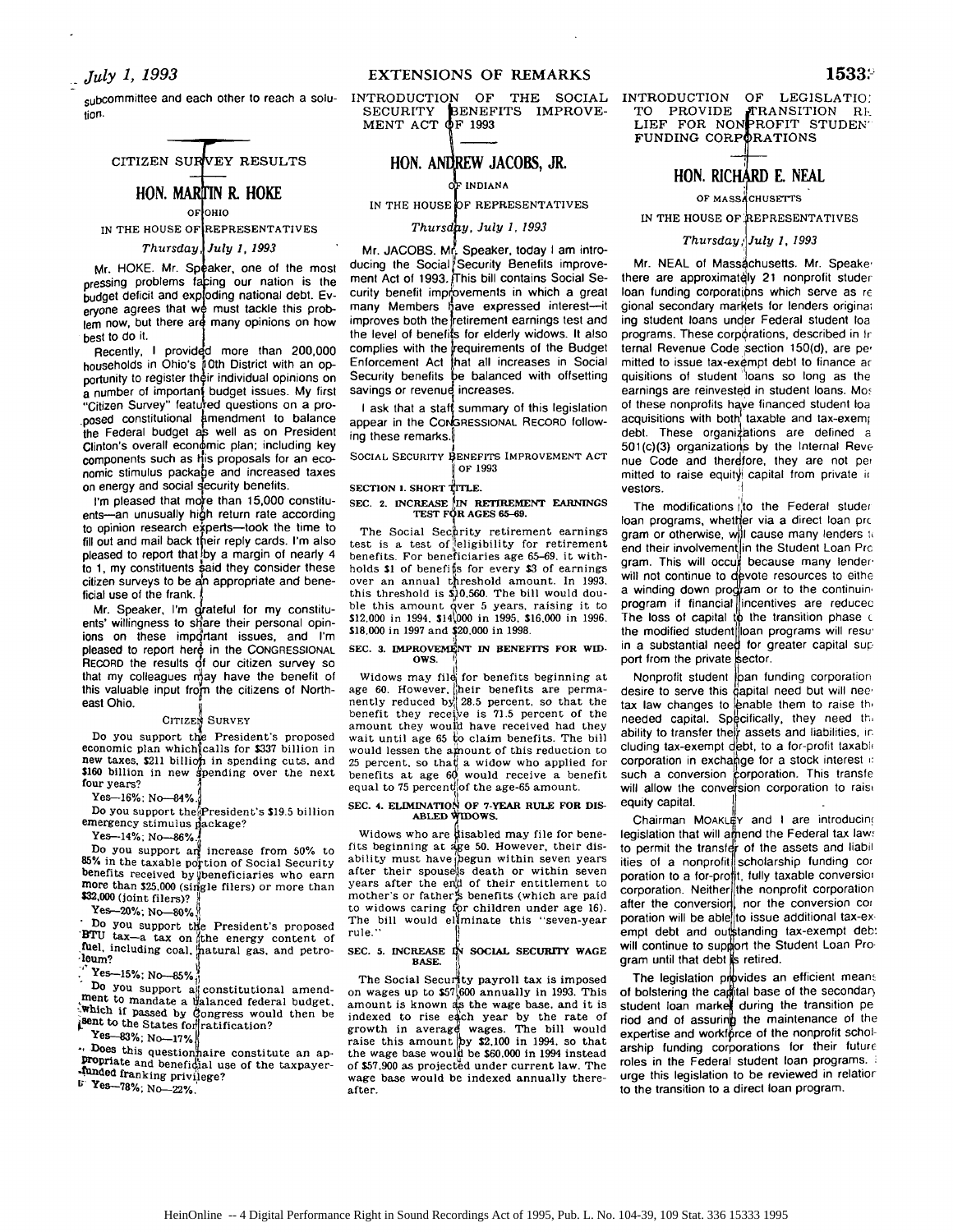subcommittee and each other to reach a solution.

## CITIZEN SURVEY RESULTS

### HON. MARTIN R. HOKE

OF OHIO

IN THE HOUSE OF REPRESENTATIVES

*Thursday, July 1, 1993*

Mr. HOKE. Mr. Speaker, one of the most pressing problems facing our nation is the budget deficit and exploding national debt. Everyone agrees that we must tackle this problem now, but there are many opinions on how best to do it.

Recently, I provided more than 200,000 households in Ohio's 10th District with an opportunity to register their individual opinions on a number of important budget issues. My first "Citizen Survey" featured questions on a proposed constitutional amendment to balance the Federal budget as well as on President Clinton's overall economic plan; including key components such as his proposals for an economic stimulus package and increased taxes on energy and social security benefits.

I'm pleased that more than 15,000 constituents—an unusually high return rate according to opinion research experts—took the time to fill out and mail back their reply cards. I'm also pleased to report that by a margin of nearly 4 to 1, my constituents said they consider these citizen surveys to be an appropriate and beneficial use of the frank.

Mr. Speaker, I'm grateful for my constituents' willingness to share their personal opinions on these important issues, and I'm pleased to report here in the CONGRESSIONAL RECORD the results of our citizen survey so that my colleagues may have the benefit of this valuable input from the citizens of Northeast Ohio.

CITIZEN SURVEY

Do you support the President's proposed economic plan which calls for $337 billion in new taxes, $211 billion in spending cuts, and $160 billion in new spending over the next four years?

Yes—16%; No—84%.

Do you support the President's $19.5 billion emergency stimulus package?

Yes—14%; No—86%.

Do you support an increase from 50% to 85% in the taxable portion of Social Security benefits received by beneficiaries who earn more than $25,000 (single filers) or more than $32,000 (joint filers)?

Yes—20%; No—80%.

Do you support the President's proposed BTU tax—a tax on the energy content of fuel, including coal, natural gas, and petroleum?

Yes—15%; No—85%.

Do you support a constitutional amendment to mandate a balanced federal budget, which if passed by Congress would then be sent to the States for ratification?

Yes—83%; No—17%.

Does this questionnaire constitute an appropriate and beneficial use of the taxpayer-funded franking privilege?

Yes—78%; No—22%.

## INTRODUCTION OF THE SOCIAL SECURITY BENEFITS IMPROVEMENT ACT OF 1993

### HON. ANDREW JACOBS, JR.

OF INDIANA

IN THE HOUSE OF REPRESENTATIVES

*Thursday, July 1, 1993*

Mr. JACOBS. Mr. Speaker, today I am introducing the Social Security Benefits improvement Act of 1993. This bill contains Social Security benefit improvements in which a great many Members have expressed interest—it improves both the retirement earnings test and the level of benefits for elderly widows. It also complies with the requirements of the Budget Enforcement Act that all increases in Social Security benefits be balanced with offsetting savings or revenue increases.

I ask that a staff summary of this legislation appear in the CONGRESSIONAL RECORD following these remarks.

SOCIAL SECURITY BENEFITS IMPROVEMENT ACT OF 1993

**SECTION 1. SHORT TITLE.**

**SEC. 2. INCREASE IN RETIREMENT EARNINGS TEST FOR AGES 65–69.**

The Social Security retirement earnings test is a test of eligibility for retirement benefits. For beneficiaries age 65–69, it withholds $1 of benefits for every $3 of earnings over an annual threshold amount. In 1993, this threshold is $10,560. The bill would double this amount over 5 years, raising it to $12,000 in 1994, $14,000 in 1995, $16,000 in 1996, $18,000 in 1997 and $20,000 in 1998.

**SEC. 3. IMPROVEMENT IN BENEFITS FOR WIDOWS.**

Widows may file for benefits beginning at age 60. However, their benefits are permanently reduced by 28.5 percent, so that the benefit they receive is 71.5 percent of the amount they would have received had they wait until age 65 to claim benefits. The bill would lessen the amount of this reduction to 25 percent, so that a widow who applied for benefits at age 60 would receive a benefit equal to 75 percent of the age-65 amount.

**SEC. 4. ELIMINATION OF 7-YEAR RULE FOR DISABLED WIDOWS.**

Widows who are disabled may file for benefits beginning at age 50. However, their disability must have begun within seven years after their spouse's death or within seven years after the end of their entitlement to mother's or father's benefits (which are paid to widows caring for children under age 16). The bill would eliminate this "seven-year rule."

**SEC. 5. INCREASE IN SOCIAL SECURITY WAGE BASE.**

The Social Security payroll tax is imposed on wages up to $57,600 annually in 1993. This amount is known as the wage base, and it is indexed to rise each year by the rate of growth in average wages. The bill would raise this amount by $2,100 in 1994, so that the wage base would be $60,000 in 1994 instead of $57,900 as projected under current law. The wage base would be indexed annually thereafter.

## INTRODUCTION OF LEGISLATION TO PROVIDE TRANSITION RELIEF FOR NONPROFIT STUDENT FUNDING CORPORATIONS

### HON. RICHARD E. NEAL

OF MASSACHUSETTS

IN THE HOUSE OF REPRESENTATIVES

*Thursday, July 1, 1993*

Mr. NEAL of Massachusetts. Mr. Speaker, there are approximately 21 nonprofit student loan funding corporations which serve as regional secondary markets for lenders originating student loans under Federal student loan programs. These corporations, described in Internal Revenue Code section 150(d), are permitted to issue tax-exempt debt to finance acquisitions of student loans so long as the earnings are reinvested in student loans. Most of these nonprofits have financed student loan acquisitions with both taxable and tax-exempt debt. These organizations are defined as 501(c)(3) organizations by the Internal Revenue Code and therefore, they are not permitted to raise equity capital from private investors.

The modifications to the Federal student loan programs, whether via a direct loan program or otherwise, will cause many lenders to end their involvement in the Student Loan Program. This will occur because many lenders will not continue to devote resources to either a winding down program or to the continuing program if financial incentives are reduced. The loss of capital to the transition phase of the modified student loan programs will result in a substantial need for greater capital support from the private sector.

Nonprofit student loan funding corporations desire to serve this capital need but will need tax law changes to enable them to raise the needed capital. Specifically, they need the ability to transfer their assets and liabilities, including tax-exempt debt, to a for-profit taxable corporation in exchange for a stock interest in such a conversion corporation. This transfer will allow the conversion corporation to raise equity capital.

Chairman MOAKLEY and I are introducing legislation that will amend the Federal tax laws to permit the transfer of the assets and liabilities of a nonprofit scholarship funding corporation to a for-profit, fully taxable conversion corporation. Neither the nonprofit corporation after the conversion, nor the conversion corporation will be able to issue additional tax-exempt debt and outstanding tax-exempt debt will continue to support the Student Loan Program until that debt is retired.

The legislation provides an efficient means of bolstering the capital base of the secondary student loan market during the transition period and of assuring the maintenance of the expertise and workforce of the nonprofit scholarship funding corporations for their future roles in the Federal student loan programs. I urge this legislation to be reviewed in relation to the transition to a direct loan program.